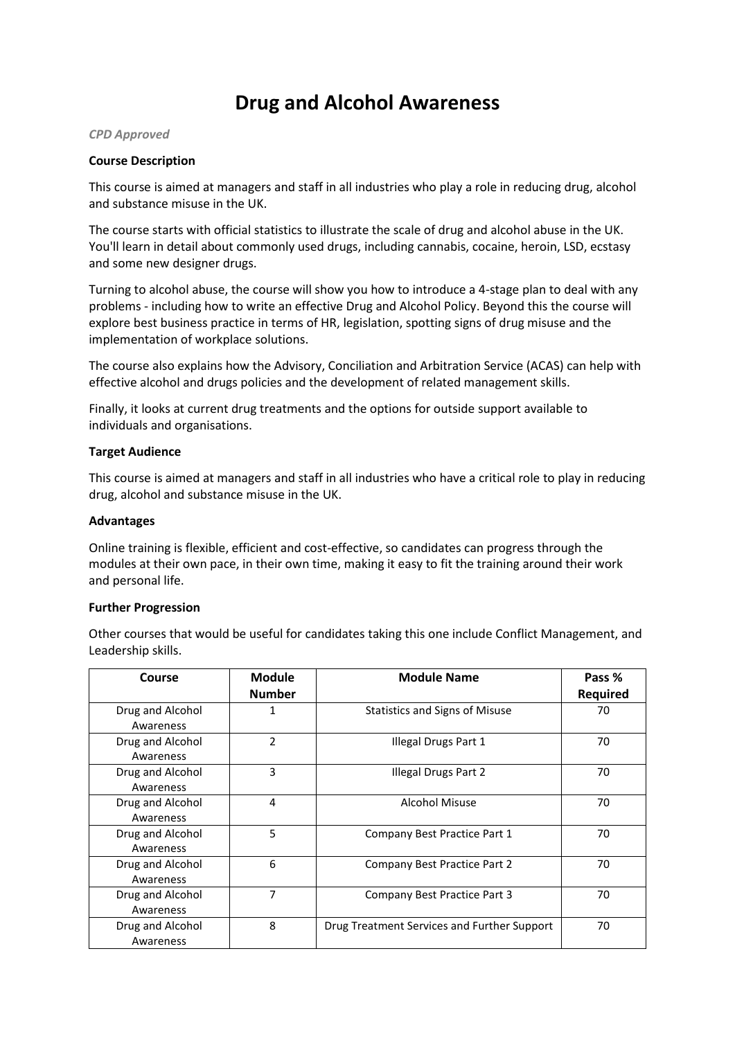# Drug and Alcohol Awareness

*CPD Approved*

**Course Description**

This course is aimed at managers and staff in all industries who play a role in reducing drug, alcohol and substance misuse in the UK.

The course starts with official statistics to illustrate the scale of drug and alcohol abuse in the UK. You'll learn in detail about commonly used drugs, including cannabis, cocaine, heroin, LSD, ecstasy and some new designer drugs.

Turning to alcohol abuse, the course will show you how to introduce a 4-stage plan to deal with any problems - including how to write an effective Drug and Alcohol Policy. Beyond this the course will explore best business practice in terms of HR, legislation, spotting signs of drug misuse and the implementation of workplace solutions.

The course also explains how the Advisory, Conciliation and Arbitration Service (ACAS) can help with effective alcohol and drugs policies and the development of related management skills.

Finally, it looks at current drug treatments and the options for outside support available to individuals and organisations.

**Target Audience**

This course is aimed at managers and staff in all industries who have a critical role to play in reducing drug, alcohol and substance misuse in the UK.

**Advantages**

Online training is flexible, efficient and cost-effective, so candidates can progress through the modules at their own pace, in their own time, making it easy to fit the training around their work and personal life.

**Further Progression**

Other courses that would be useful for candidates taking this one include Conflict Management, and Leadership skills.

| Course | Module Number | Module Name | Pass % Required |
|---|---|---|---|
| Drug and Alcohol Awareness | 1 | Statistics and Signs of Misuse | 70 |
| Drug and Alcohol Awareness | 2 | Illegal Drugs Part 1 | 70 |
| Drug and Alcohol Awareness | 3 | Illegal Drugs Part 2 | 70 |
| Drug and Alcohol Awareness | 4 | Alcohol Misuse | 70 |
| Drug and Alcohol Awareness | 5 | Company Best Practice Part 1 | 70 |
| Drug and Alcohol Awareness | 6 | Company Best Practice Part 2 | 70 |
| Drug and Alcohol Awareness | 7 | Company Best Practice Part 3 | 70 |
| Drug and Alcohol Awareness | 8 | Drug Treatment Services and Further Support | 70 |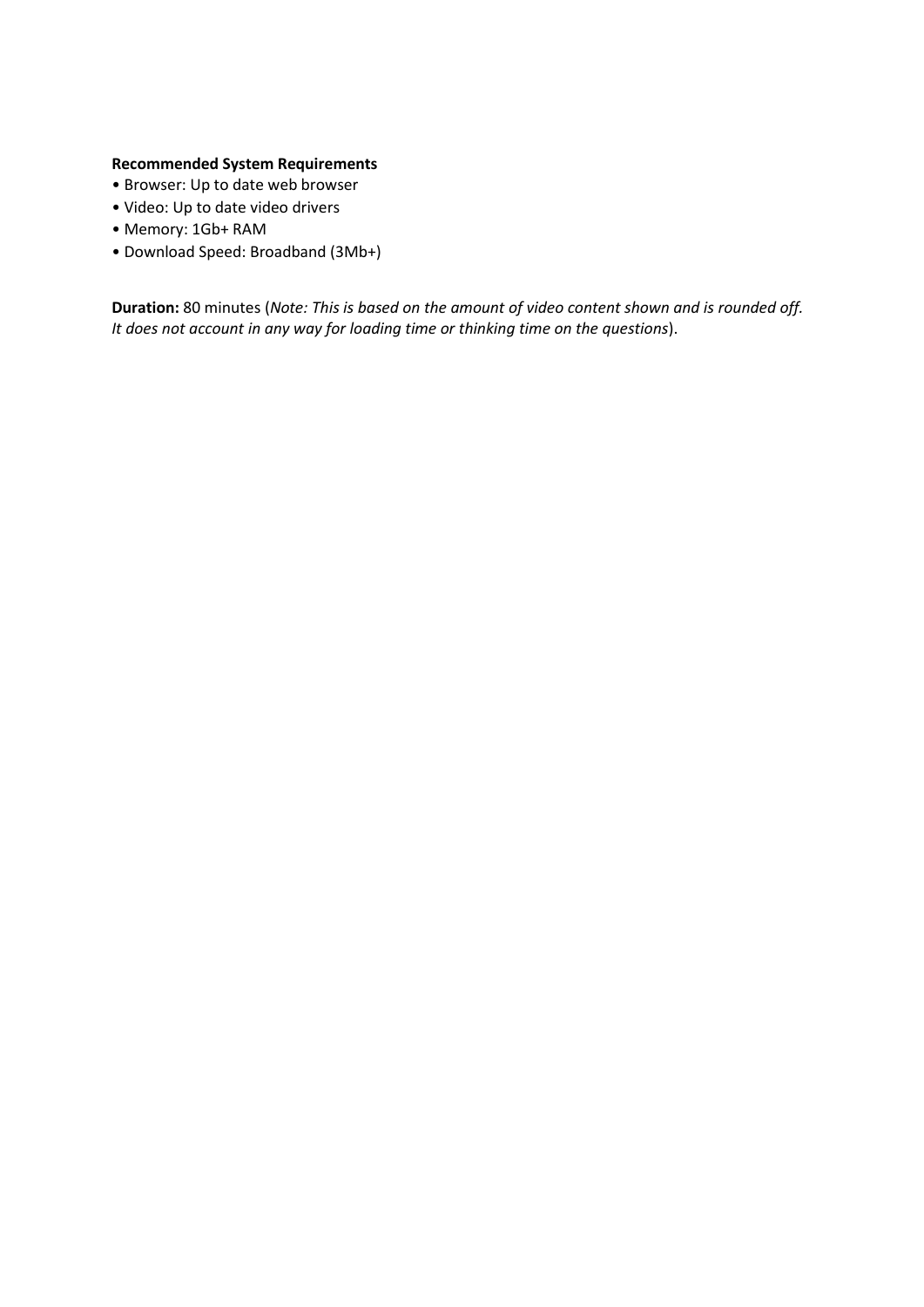**Recommended System Requirements**

- Browser: Up to date web browser
- Video: Up to date video drivers
- Memory: 1Gb+ RAM
- Download Speed: Broadband (3Mb+)

**Duration:** 80 minutes (*Note: This is based on the amount of video content shown and is rounded off. It does not account in any way for loading time or thinking time on the questions*).